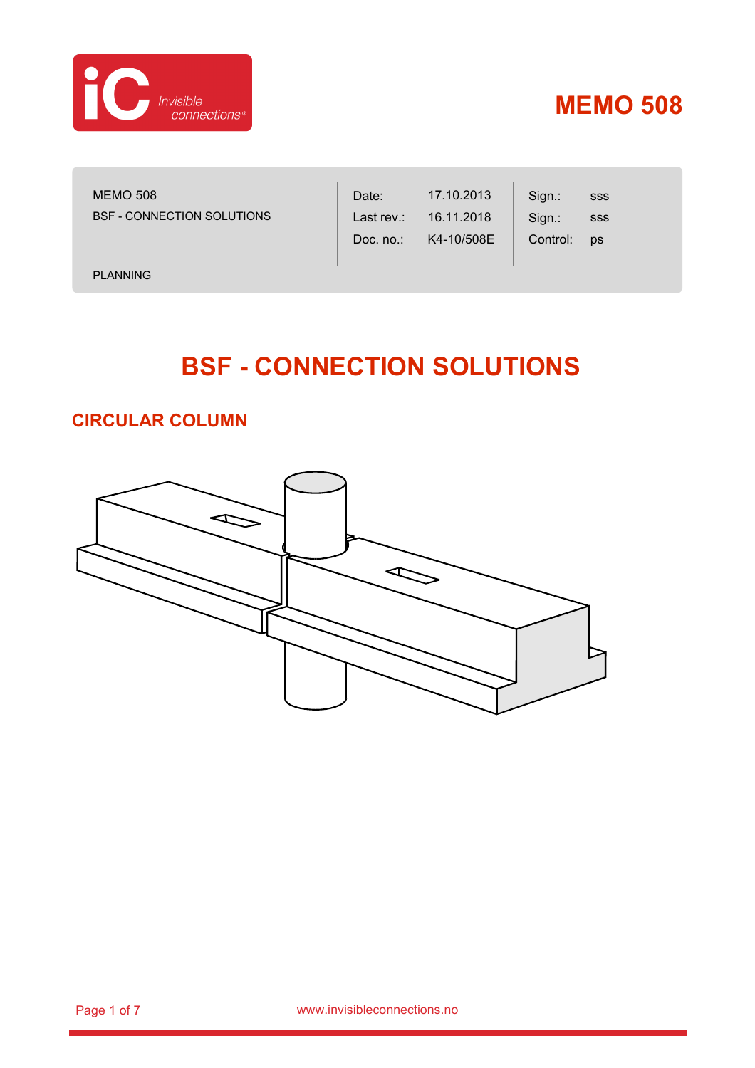# MEMO 508

| MEMO 508 | Date: | 17.10.2013 | Sign.: | sss |
|---|---|---|---|---|
| BSF - CONNECTION SOLUTIONS | Last rev.: | 16.11.2018 | Sign.: | sss |
| | Doc. no.: | K4-10/508E | Control: | ps |
| PLANNING | | | | |

# BSF - CONNECTION SOLUTIONS

## CIRCULAR COLUMN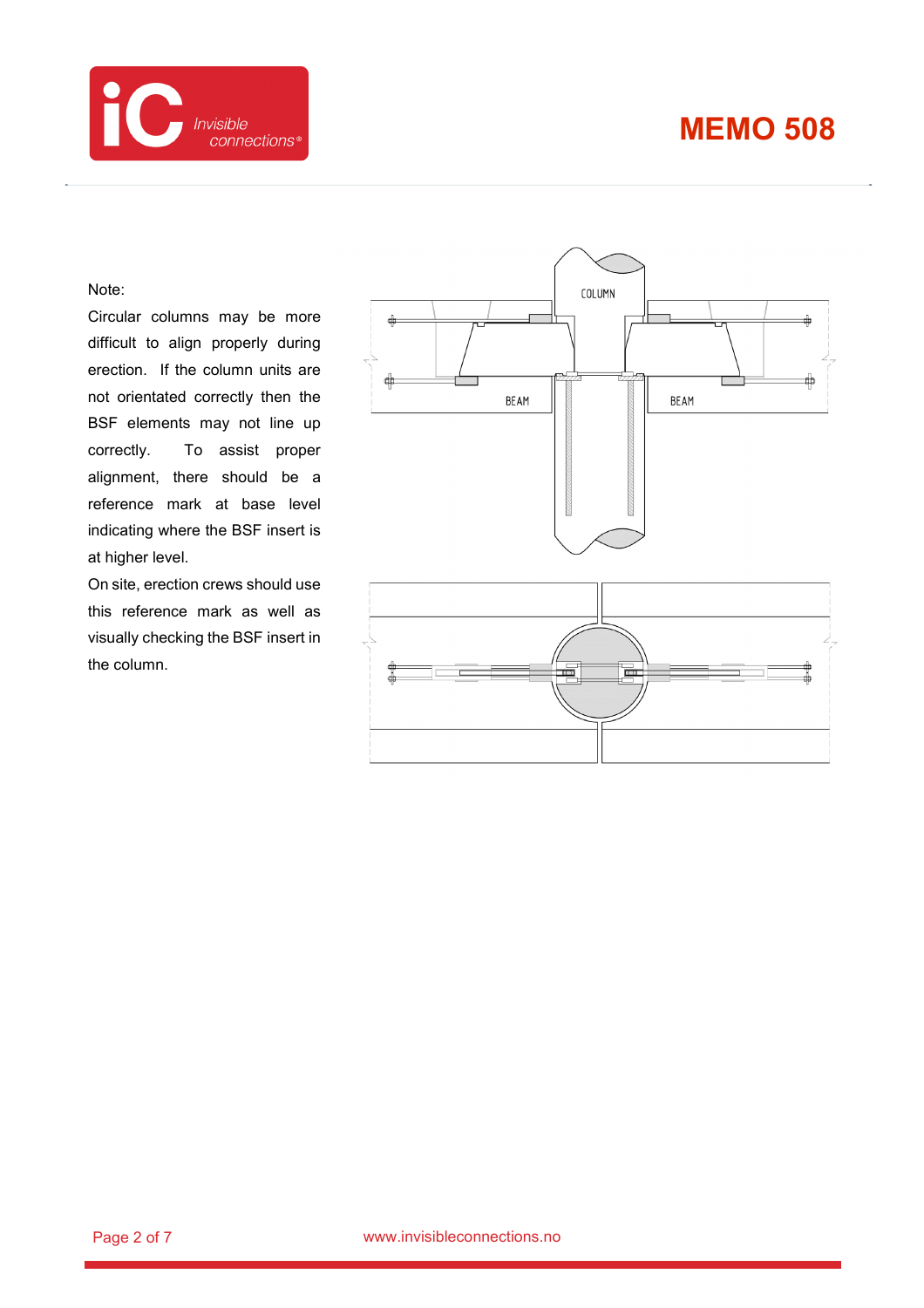Note:

Circular columns may be more difficult to align properly during erection. If the column units are not orientated correctly then the BSF elements may not line up correctly. To assist proper alignment, there should be a reference mark at base level indicating where the BSF insert is at higher level.

On site, erection crews should use this reference mark as well as visually checking the BSF insert in the column.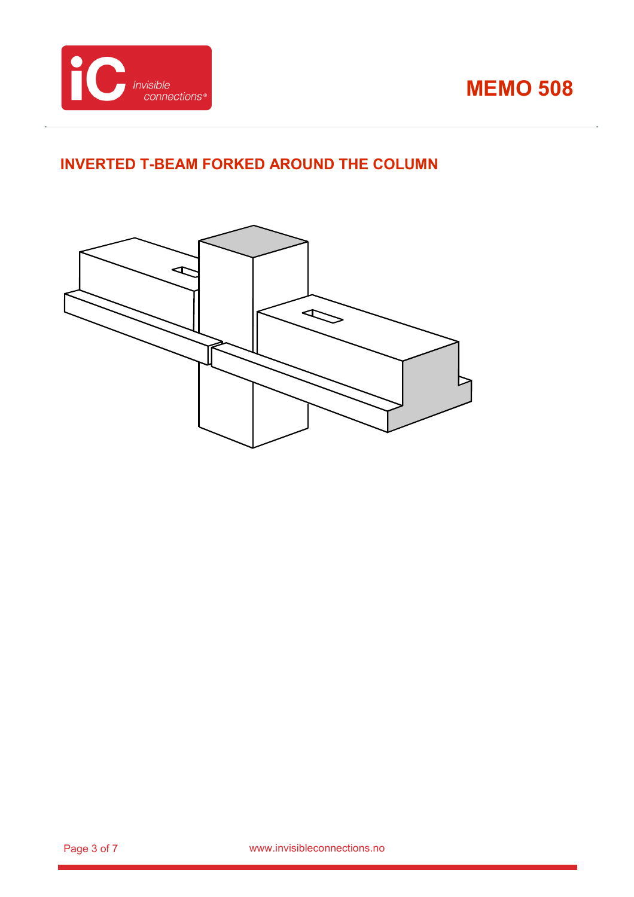## INVERTED T-BEAM FORKED AROUND THE COLUMN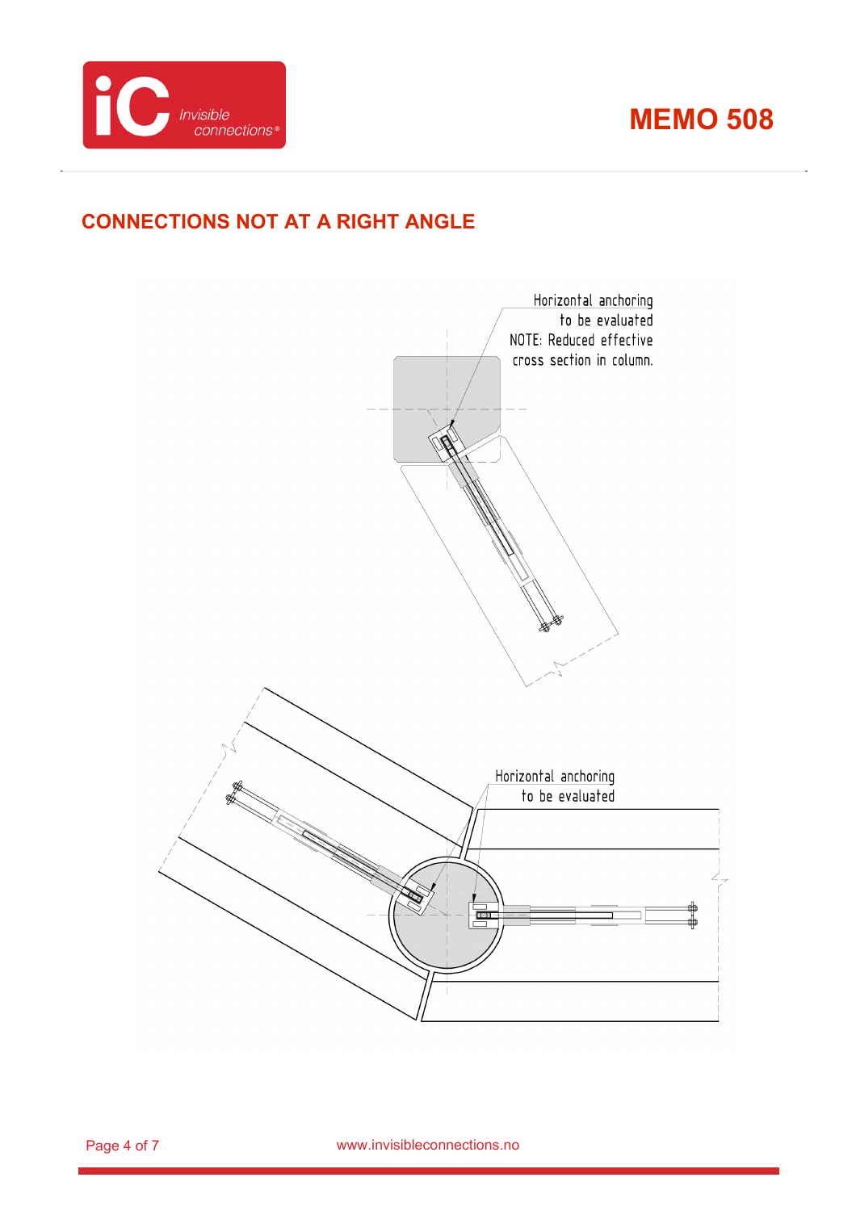## CONNECTIONS NOT AT A RIGHT ANGLE

Horizontal anchoring to be evaluated
NOTE: Reduced effective cross section in column.

Horizontal anchoring to be evaluated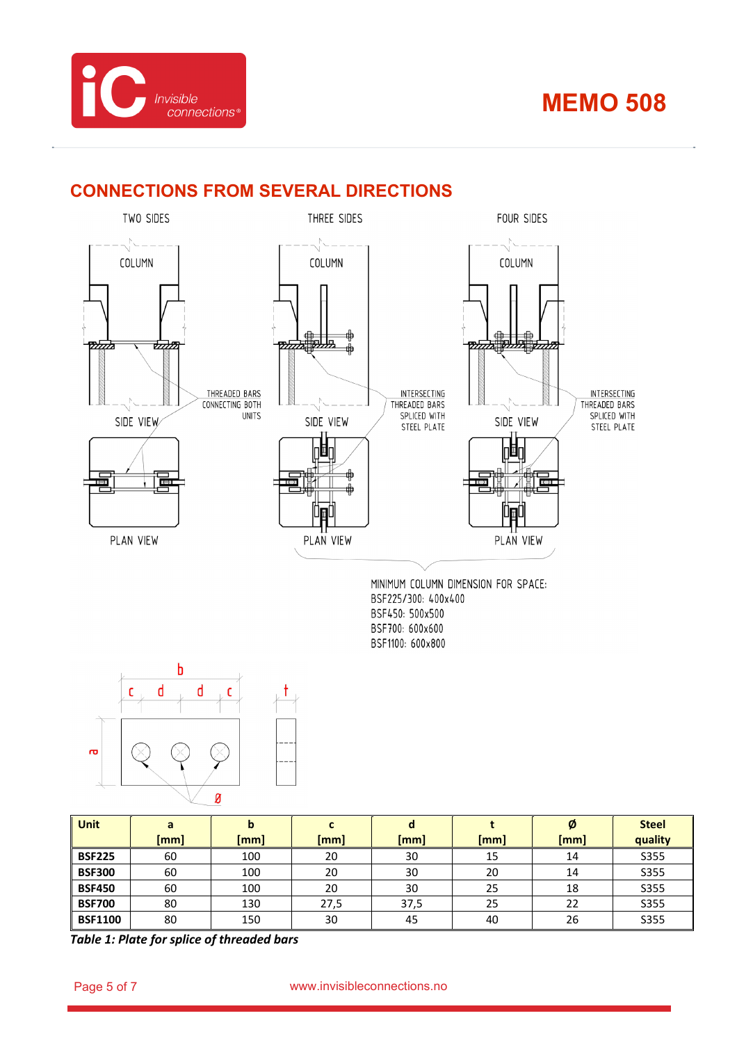## CONNECTIONS FROM SEVERAL DIRECTIONS

TWO SIDES

COLUMN

SIDE VIEW

THREADED BARS CONNECTING BOTH UNITS

PLAN VIEW

THREE SIDES

COLUMN

SIDE VIEW

INTERSECTING THREADED BARS SPLICED WITH STEEL PLATE

PLAN VIEW

FOUR SIDES

COLUMN

SIDE VIEW

INTERSECTING THREADED BARS SPLICED WITH STEEL PLATE

PLAN VIEW

MINIMUM COLUMN DIMENSION FOR SPACE:
BSF225/300: 400x400
BSF450: 500x500
BSF700: 600x600
BSF1100: 600x800

| Unit | a [mm] | b [mm] | c [mm] | d [mm] | t [mm] | Ø [mm] | Steel quality |
|---|---|---|---|---|---|---|---|
| **BSF225** | 60 | 100 | 20 | 30 | 15 | 14 | S355 |
| **BSF300** | 60 | 100 | 20 | 30 | 20 | 14 | S355 |
| **BSF450** | 60 | 100 | 20 | 30 | 25 | 18 | S355 |
| **BSF700** | 80 | 130 | 27,5 | 37,5 | 25 | 22 | S355 |
| **BSF1100** | 80 | 150 | 30 | 45 | 40 | 26 | S355 |

***Table 1: Plate for splice of threaded bars***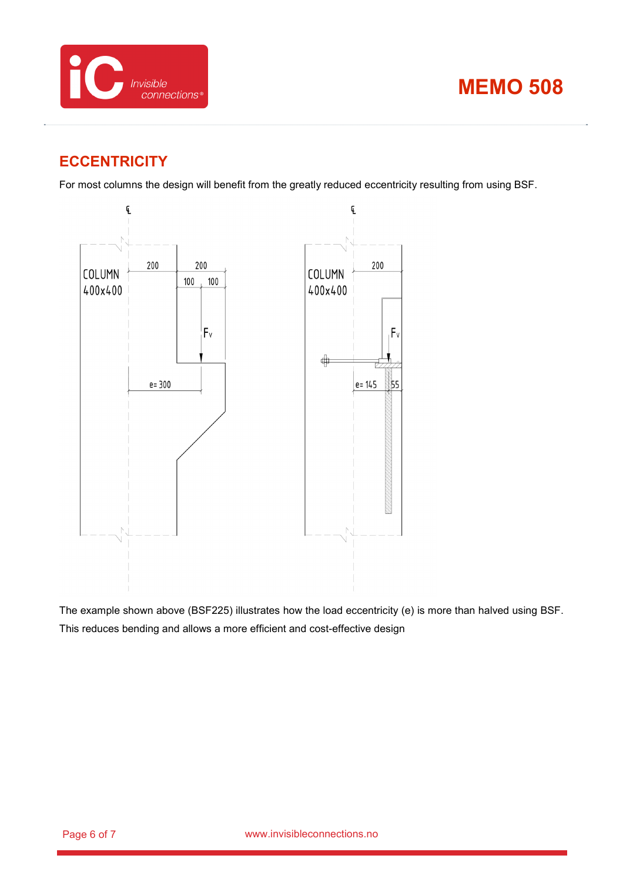## ECCENTRICITY

For most columns the design will benefit from the greatly reduced eccentricity resulting from using BSF.

The example shown above (BSF225) illustrates how the load eccentricity (e) is more than halved using BSF. This reduces bending and allows a more efficient and cost-effective design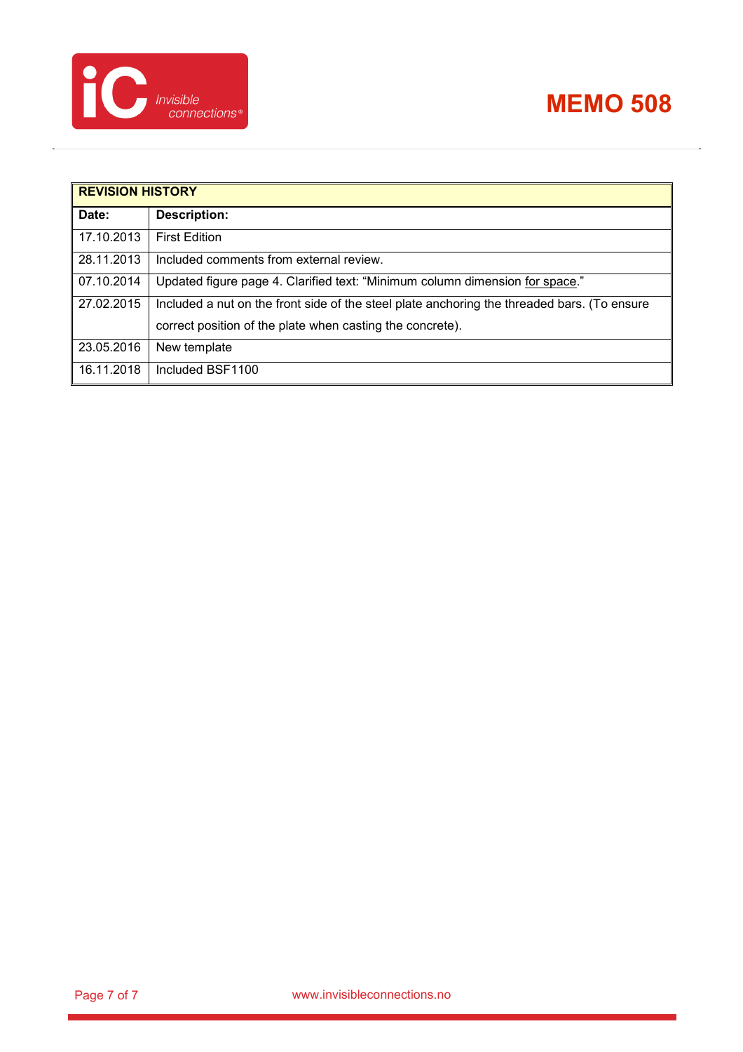| REVISION HISTORY | |
|---|---|
| **Date:** | **Description:** |
| 17.10.2013 | First Edition |
| 28.11.2013 | Included comments from external review. |
| 07.10.2014 | Updated figure page 4. Clarified text: "Minimum column dimension for space." |
| 27.02.2015 | Included a nut on the front side of the steel plate anchoring the threaded bars. (To ensure correct position of the plate when casting the concrete). |
| 23.05.2016 | New template |
| 16.11.2018 | Included BSF1100 |